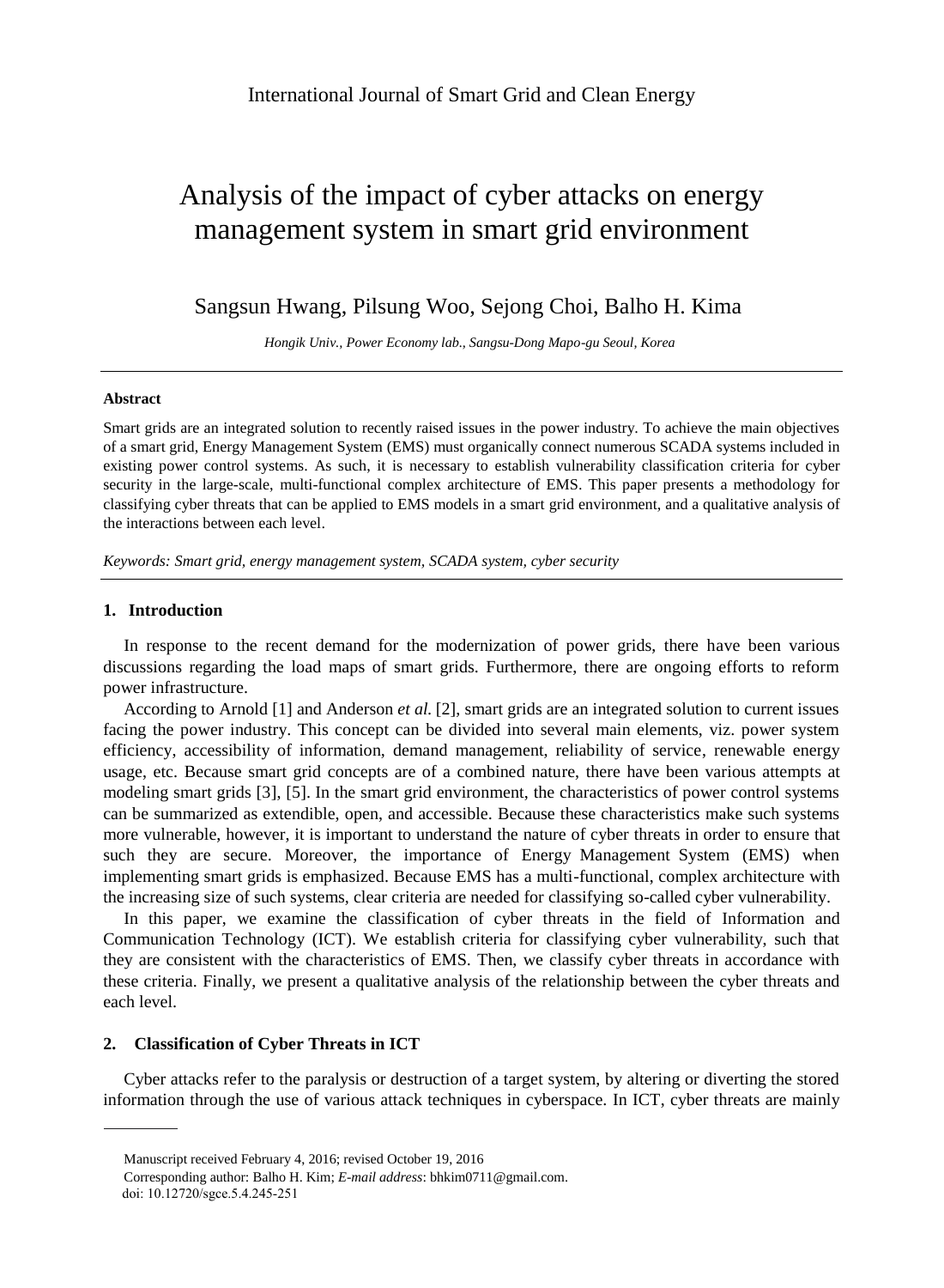# Analysis of the impact of cyber attacks on energy management system in smart grid environment

Sangsun Hwang, Pilsung Woo, Sejong Choi, Balho H. Kima

*Hongik Univ., Power Economy lab., Sangsu-Dong Mapo-gu Seoul, Korea*

---

**Abstract**

Smart grids are an integrated solution to recently raised issues in the power industry. To achieve the main objectives of a smart grid, Energy Management System (EMS) must organically connect numerous SCADA systems included in existing power control systems. As such, it is necessary to establish vulnerability classification criteria for cyber security in the large-scale, multi-functional complex architecture of EMS. This paper presents a methodology for classifying cyber threats that can be applied to EMS models in a smart grid environment, and a qualitative analysis of the interactions between each level.

*Keywords: Smart grid, energy management system, SCADA system, cyber security*

---

## 1. Introduction

In response to the recent demand for the modernization of power grids, there have been various discussions regarding the load maps of smart grids. Furthermore, there are ongoing efforts to reform power infrastructure.

According to Arnold [1] and Anderson *et al.* [2], smart grids are an integrated solution to current issues facing the power industry. This concept can be divided into several main elements, viz. power system efficiency, accessibility of information, demand management, reliability of service, renewable energy usage, etc. Because smart grid concepts are of a combined nature, there have been various attempts at modeling smart grids [3], [5]. In the smart grid environment, the characteristics of power control systems can be summarized as extendible, open, and accessible. Because these characteristics make such systems more vulnerable, however, it is important to understand the nature of cyber threats in order to ensure that such they are secure. Moreover, the importance of Energy Management System (EMS) when implementing smart grids is emphasized. Because EMS has a multi-functional, complex architecture with the increasing size of such systems, clear criteria are needed for classifying so-called cyber vulnerability.

In this paper, we examine the classification of cyber threats in the field of Information and Communication Technology (ICT). We establish criteria for classifying cyber vulnerability, such that they are consistent with the characteristics of EMS. Then, we classify cyber threats in accordance with these criteria. Finally, we present a qualitative analysis of the relationship between the cyber threats and each level.

## 2. Classification of Cyber Threats in ICT

Cyber attacks refer to the paralysis or destruction of a target system, by altering or diverting the stored information through the use of various attack techniques in cyberspace. In ICT, cyber threats are mainly

---

Manuscript received February 4, 2016; revised October 19, 2016

Corresponding author: Balho H. Kim; *E-mail address*: bhkim0711@gmail.com.

doi: 10.12720/sgce.5.4.245-251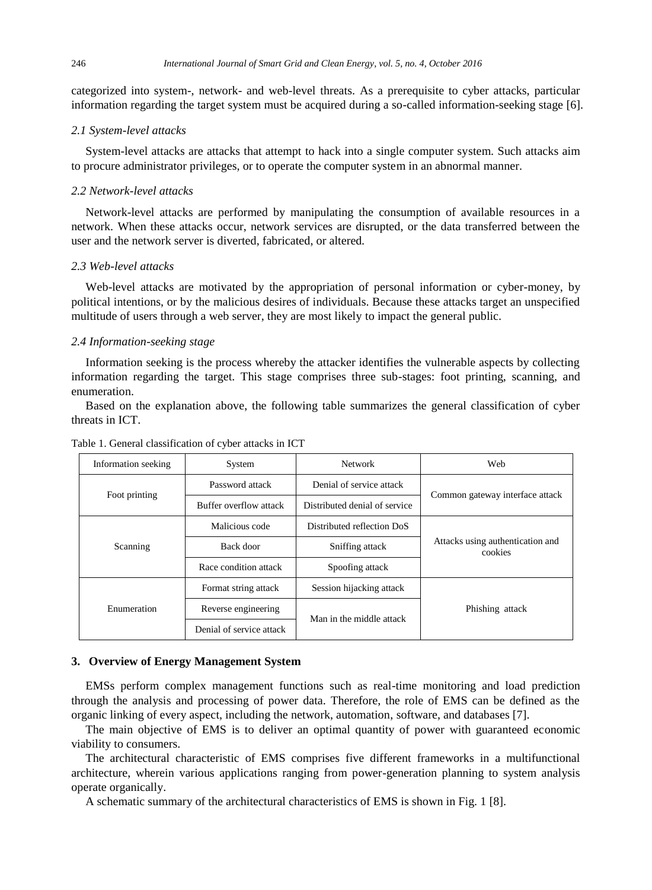categorized into system-, network- and web-level threats. As a prerequisite to cyber attacks, particular information regarding the target system must be acquired during a so-called information-seeking stage [6].

### *2.1 System-level attacks*

System-level attacks are attacks that attempt to hack into a single computer system. Such attacks aim to procure administrator privileges, or to operate the computer system in an abnormal manner.

### *2.2 Network-level attacks*

Network-level attacks are performed by manipulating the consumption of available resources in a network. When these attacks occur, network services are disrupted, or the data transferred between the user and the network server is diverted, fabricated, or altered.

### *2.3 Web-level attacks*

Web-level attacks are motivated by the appropriation of personal information or cyber-money, by political intentions, or by the malicious desires of individuals. Because these attacks target an unspecified multitude of users through a web server, they are most likely to impact the general public.

### *2.4 Information-seeking stage*

Information seeking is the process whereby the attacker identifies the vulnerable aspects by collecting information regarding the target. This stage comprises three sub-stages: foot printing, scanning, and enumeration.

Based on the explanation above, the following table summarizes the general classification of cyber threats in ICT.

Table 1. General classification of cyber attacks in ICT

| Information seeking | System | Network | Web |
|---|---|---|---|
| Foot printing | Password attack | Denial of service attack | Common gateway interface attack |
| | Buffer overflow attack | Distributed denial of service | |
| Scanning | Malicious code | Distributed reflection DoS | Attacks using authentication and cookies |
| | Back door | Sniffing attack | |
| | Race condition attack | Spoofing attack | |
| Enumeration | Format string attack | Session hijacking attack | Phishing attack |
| | Reverse engineering | Man in the middle attack | |
| | Denial of service attack | | |

## 3. Overview of Energy Management System

EMSs perform complex management functions such as real-time monitoring and load prediction through the analysis and processing of power data. Therefore, the role of EMS can be defined as the organic linking of every aspect, including the network, automation, software, and databases [7].

The main objective of EMS is to deliver an optimal quantity of power with guaranteed economic viability to consumers.

The architectural characteristic of EMS comprises five different frameworks in a multifunctional architecture, wherein various applications ranging from power-generation planning to system analysis operate organically.

A schematic summary of the architectural characteristics of EMS is shown in Fig. 1 [8].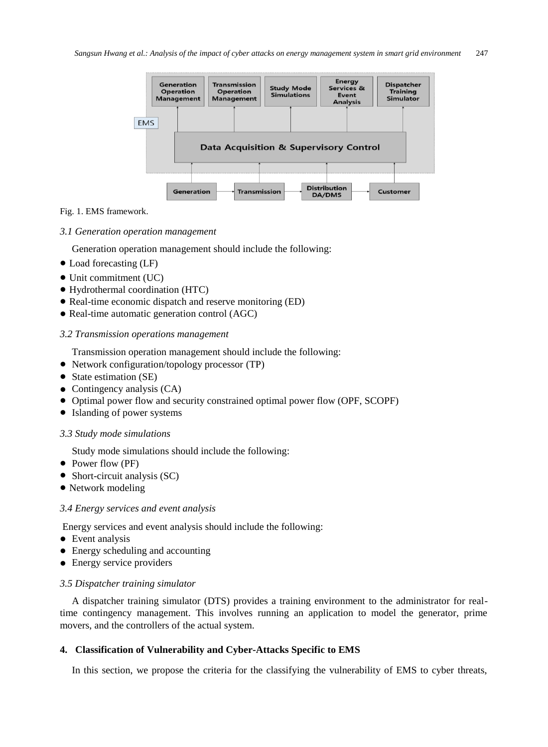Fig. 1. EMS framework.

### *3.1 Generation operation management*

Generation operation management should include the following:

- Load forecasting (LF)
- Unit commitment (UC)
- Hydrothermal coordination (HTC)
- Real-time economic dispatch and reserve monitoring (ED)
- Real-time automatic generation control (AGC)

### *3.2 Transmission operations management*

Transmission operation management should include the following:

- Network configuration/topology processor (TP)
- State estimation (SE)
- Contingency analysis (CA)
- Optimal power flow and security constrained optimal power flow (OPF, SCOPF)
- Islanding of power systems

### *3.3 Study mode simulations*

Study mode simulations should include the following:

- Power flow (PF)
- Short-circuit analysis (SC)
- Network modeling

### *3.4 Energy services and event analysis*

Energy services and event analysis should include the following:

- Event analysis
- Energy scheduling and accounting
- Energy service providers

### *3.5 Dispatcher training simulator*

A dispatcher training simulator (DTS) provides a training environment to the administrator for real-time contingency management. This involves running an application to model the generator, prime movers, and the controllers of the actual system.

## 4. Classification of Vulnerability and Cyber-Attacks Specific to EMS

In this section, we propose the criteria for the classifying the vulnerability of EMS to cyber threats,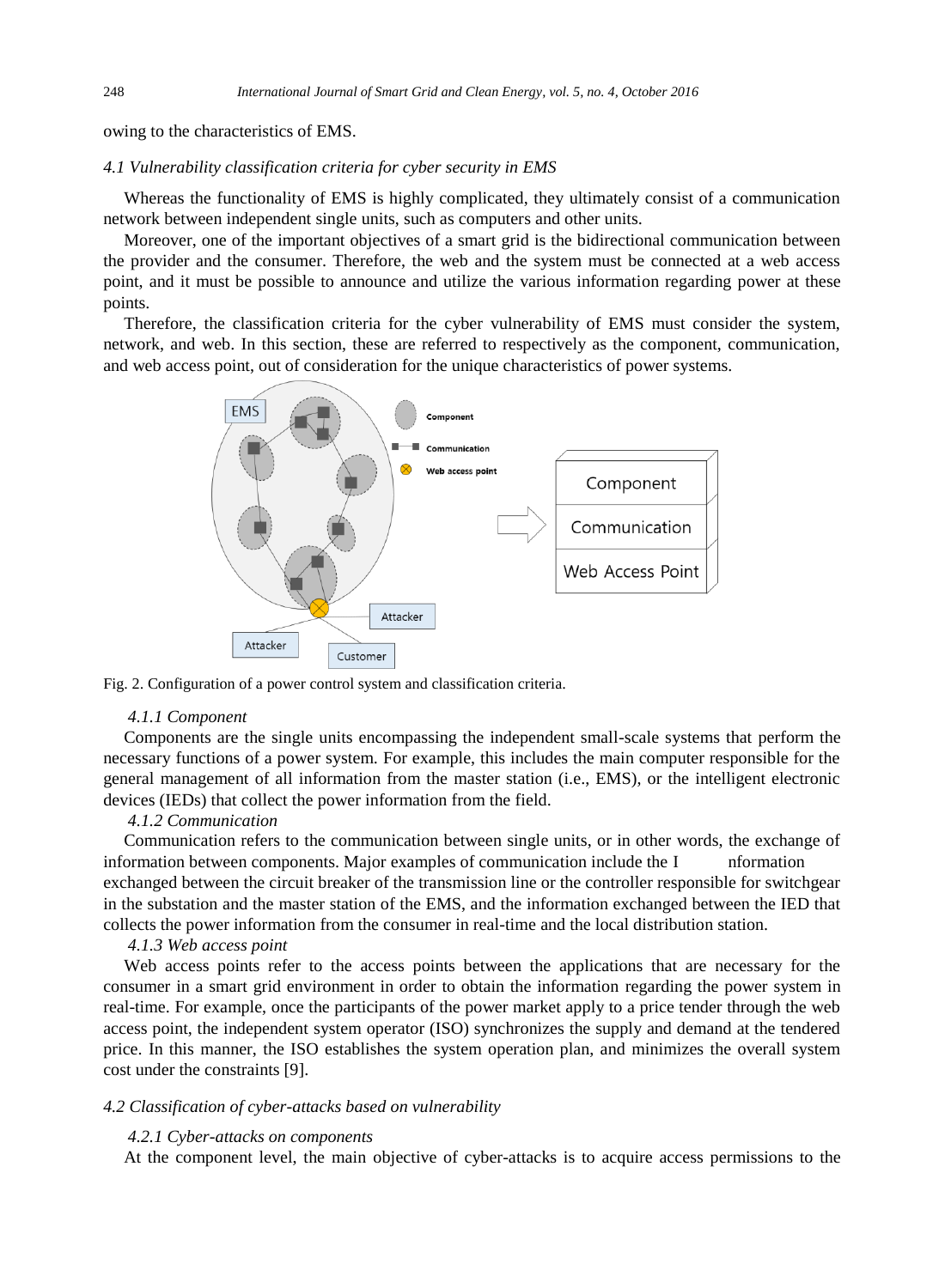owing to the characteristics of EMS.

### *4.1 Vulnerability classification criteria for cyber security in EMS*

Whereas the functionality of EMS is highly complicated, they ultimately consist of a communication network between independent single units, such as computers and other units.

Moreover, one of the important objectives of a smart grid is the bidirectional communication between the provider and the consumer. Therefore, the web and the system must be connected at a web access point, and it must be possible to announce and utilize the various information regarding power at these points.

Therefore, the classification criteria for the cyber vulnerability of EMS must consider the system, network, and web. In this section, these are referred to respectively as the component, communication, and web access point, out of consideration for the unique characteristics of power systems.

Fig. 2. Configuration of a power control system and classification criteria.

#### *4.1.1 Component*

Components are the single units encompassing the independent small-scale systems that perform the necessary functions of a power system. For example, this includes the main computer responsible for the general management of all information from the master station (i.e., EMS), or the intelligent electronic devices (IEDs) that collect the power information from the field.

#### *4.1.2 Communication*

Communication refers to the communication between single units, or in other words, the exchange of information between components. Major examples of communication include the I nformation exchanged between the circuit breaker of the transmission line or the controller responsible for switchgear in the substation and the master station of the EMS, and the information exchanged between the IED that collects the power information from the consumer in real-time and the local distribution station.

#### *4.1.3 Web access point*

Web access points refer to the access points between the applications that are necessary for the consumer in a smart grid environment in order to obtain the information regarding the power system in real-time. For example, once the participants of the power market apply to a price tender through the web access point, the independent system operator (ISO) synchronizes the supply and demand at the tendered price. In this manner, the ISO establishes the system operation plan, and minimizes the overall system cost under the constraints [9].

### *4.2 Classification of cyber-attacks based on vulnerability*

#### *4.2.1 Cyber-attacks on components*

At the component level, the main objective of cyber-attacks is to acquire access permissions to the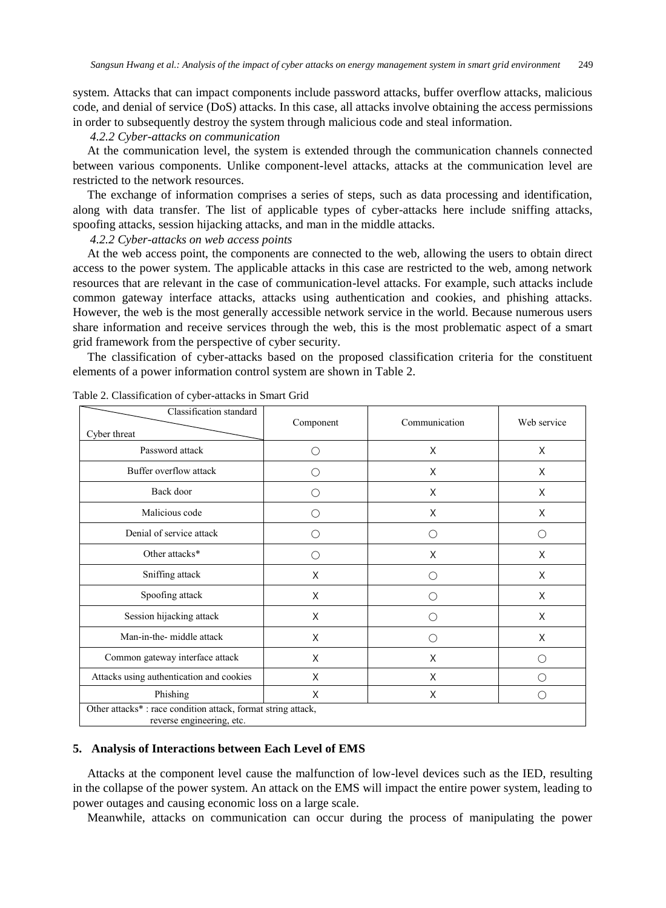system. Attacks that can impact components include password attacks, buffer overflow attacks, malicious code, and denial of service (DoS) attacks. In this case, all attacks involve obtaining the access permissions in order to subsequently destroy the system through malicious code and steal information.

*4.2.2 Cyber-attacks on communication*

At the communication level, the system is extended through the communication channels connected between various components. Unlike component-level attacks, attacks at the communication level are restricted to the network resources.

The exchange of information comprises a series of steps, such as data processing and identification, along with data transfer. The list of applicable types of cyber-attacks here include sniffing attacks, spoofing attacks, session hijacking attacks, and man in the middle attacks.

*4.2.2 Cyber-attacks on web access points*

At the web access point, the components are connected to the web, allowing the users to obtain direct access to the power system. The applicable attacks in this case are restricted to the web, among network resources that are relevant in the case of communication-level attacks. For example, such attacks include common gateway interface attacks, attacks using authentication and cookies, and phishing attacks. However, the web is the most generally accessible network service in the world. Because numerous users share information and receive services through the web, this is the most problematic aspect of a smart grid framework from the perspective of cyber security.

The classification of cyber-attacks based on the proposed classification criteria for the constituent elements of a power information control system are shown in Table 2.

Table 2. Classification of cyber-attacks in Smart Grid

| Cyber threat \ Classification standard | Component | Communication | Web service |
|---|---|---|---|
| Password attack | ○ | X | X |
| Buffer overflow attack | ○ | X | X |
| Back door | ○ | X | X |
| Malicious code | ○ | X | X |
| Denial of service attack | ○ | ○ | ○ |
| Other attacks* | ○ | X | X |
| Sniffing attack | X | ○ | X |
| Spoofing attack | X | ○ | X |
| Session hijacking attack | X | ○ | X |
| Man-in-the- middle attack | X | ○ | X |
| Common gateway interface attack | X | X | ○ |
| Attacks using authentication and cookies | X | X | ○ |
| Phishing | X | X | ○ |

Other attacks* : race condition attack, format string attack, reverse engineering, etc.

## 5. Analysis of Interactions between Each Level of EMS

Attacks at the component level cause the malfunction of low-level devices such as the IED, resulting in the collapse of the power system. An attack on the EMS will impact the entire power system, leading to power outages and causing economic loss on a large scale.

Meanwhile, attacks on communication can occur during the process of manipulating the power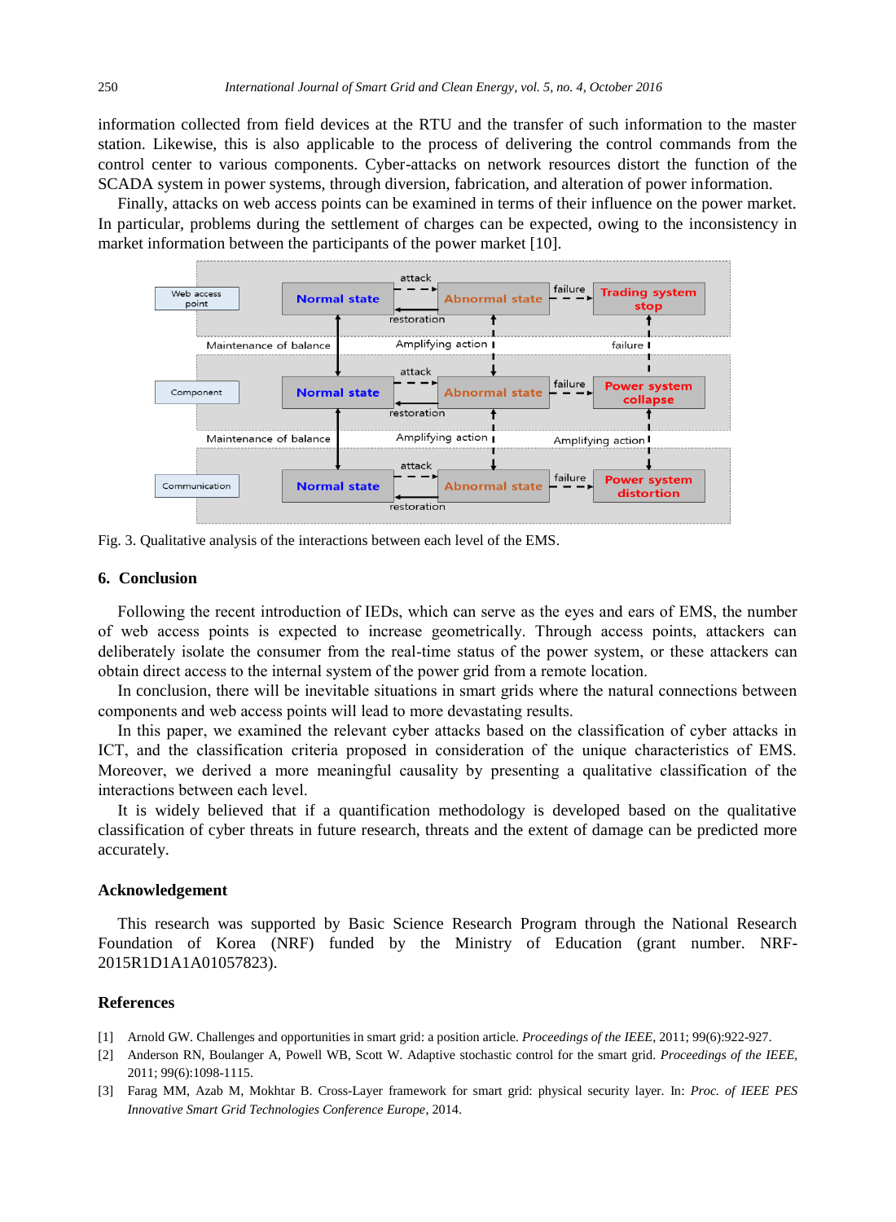information collected from field devices at the RTU and the transfer of such information to the master station. Likewise, this is also applicable to the process of delivering the control commands from the control center to various components. Cyber-attacks on network resources distort the function of the SCADA system in power systems, through diversion, fabrication, and alteration of power information.

Finally, attacks on web access points can be examined in terms of their influence on the power market. In particular, problems during the settlement of charges can be expected, owing to the inconsistency in market information between the participants of the power market [10].

Fig. 3. Qualitative analysis of the interactions between each level of the EMS.

## 6. Conclusion

Following the recent introduction of IEDs, which can serve as the eyes and ears of EMS, the number of web access points is expected to increase geometrically. Through access points, attackers can deliberately isolate the consumer from the real-time status of the power system, or these attackers can obtain direct access to the internal system of the power grid from a remote location.

In conclusion, there will be inevitable situations in smart grids where the natural connections between components and web access points will lead to more devastating results.

In this paper, we examined the relevant cyber attacks based on the classification of cyber attacks in ICT, and the classification criteria proposed in consideration of the unique characteristics of EMS. Moreover, we derived a more meaningful causality by presenting a qualitative classification of the interactions between each level.

It is widely believed that if a quantification methodology is developed based on the qualitative classification of cyber threats in future research, threats and the extent of damage can be predicted more accurately.

## Acknowledgement

This research was supported by Basic Science Research Program through the National Research Foundation of Korea (NRF) funded by the Ministry of Education (grant number. NRF-2015R1D1A1A01057823).

## References

[1] Arnold GW. Challenges and opportunities in smart grid: a position article. *Proceedings of the IEEE*, 2011; 99(6):922-927.

[2] Anderson RN, Boulanger A, Powell WB, Scott W. Adaptive stochastic control for the smart grid. *Proceedings of the IEEE*, 2011; 99(6):1098-1115.

[3] Farag MM, Azab M, Mokhtar B. Cross-Layer framework for smart grid: physical security layer. In: *Proc. of IEEE PES Innovative Smart Grid Technologies Conference Europe*, 2014.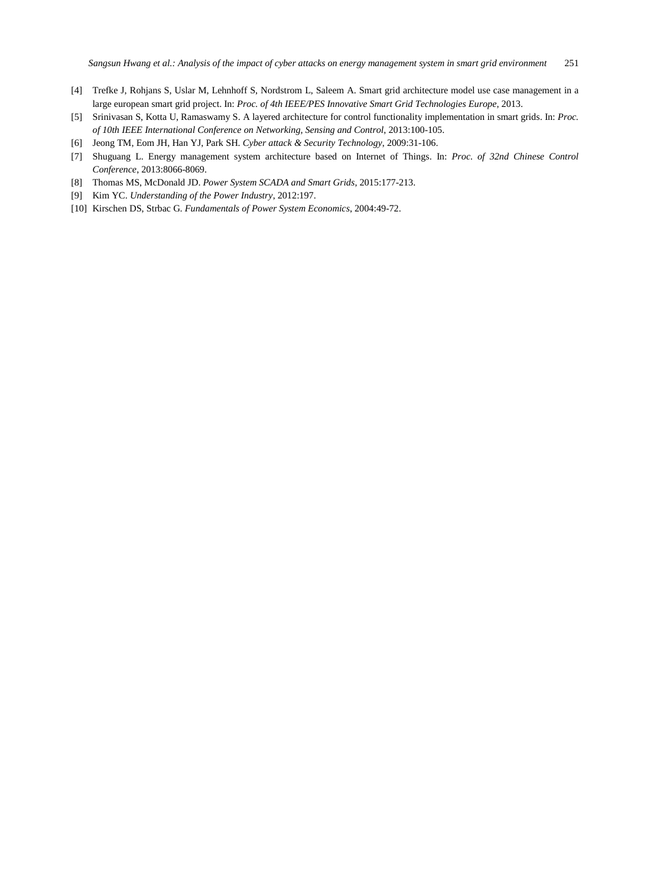[4] Trefke J, Rohjans S, Uslar M, Lehnhoff S, Nordstrom L, Saleem A. Smart grid architecture model use case management in a large european smart grid project. In: *Proc. of 4th IEEE/PES Innovative Smart Grid Technologies Europe*, 2013.

[5] Srinivasan S, Kotta U, Ramaswamy S. A layered architecture for control functionality implementation in smart grids. In: *Proc. of 10th IEEE International Conference on Networking, Sensing and Control*, 2013:100-105.

[6] Jeong TM, Eom JH, Han YJ, Park SH. *Cyber attack & Security Technology*, 2009:31-106.

[7] Shuguang L. Energy management system architecture based on Internet of Things. In: *Proc. of 32nd Chinese Control Conference*, 2013:8066-8069.

[8] Thomas MS, McDonald JD. *Power System SCADA and Smart Grids*, 2015:177-213.

[9] Kim YC. *Understanding of the Power Industry*, 2012:197.

[10] Kirschen DS, Strbac G. *Fundamentals of Power System Economics*, 2004:49-72.